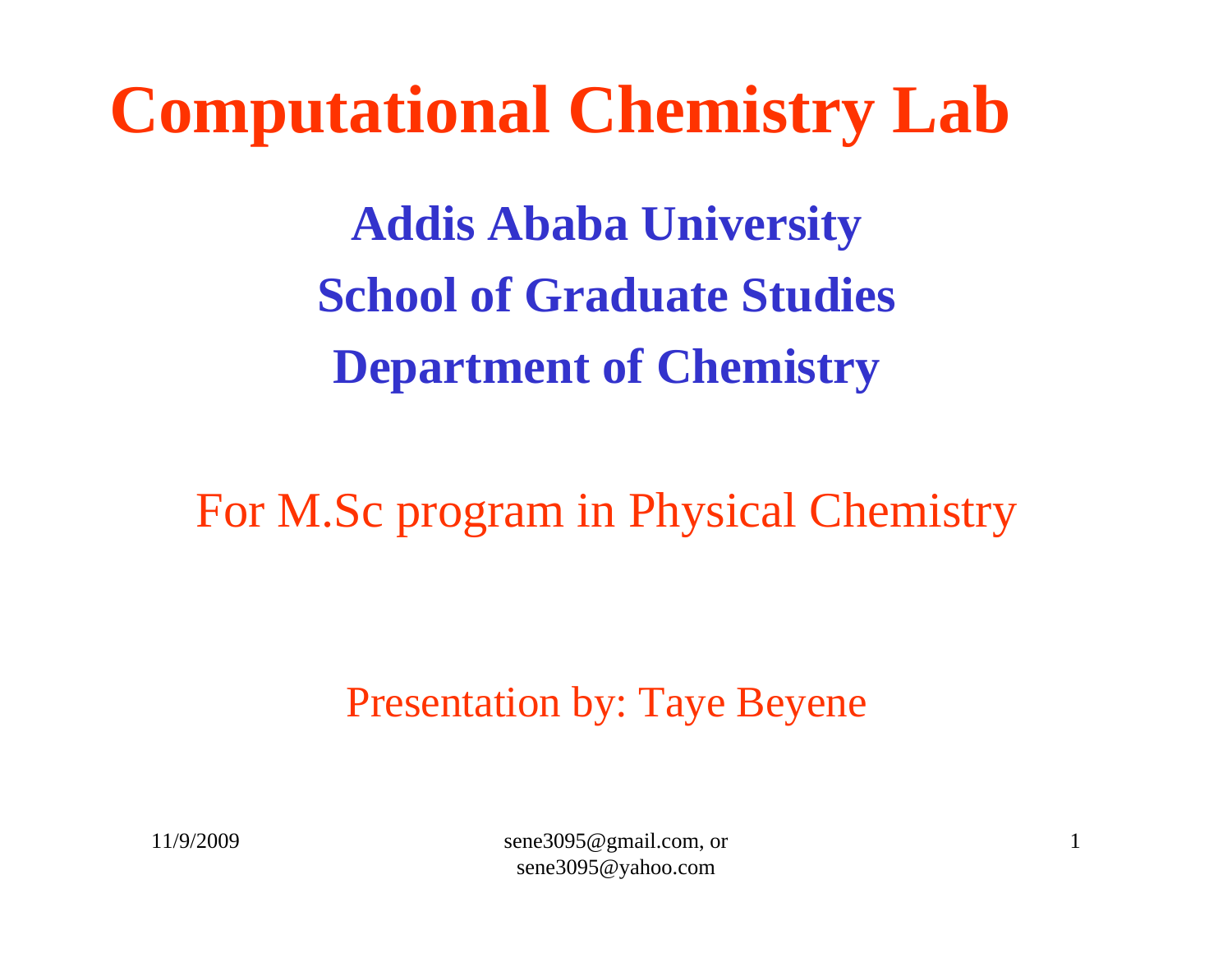# Computational Chemistry Lab

**Addis Ababa University**

**School of Graduate Studies**

**Department of Chemistry**

For M.Sc program in Physical Chemistry

Presentation by: Taye Beyene

11/9/2009

sene3095@gmail.com, or sene3095@yahoo.com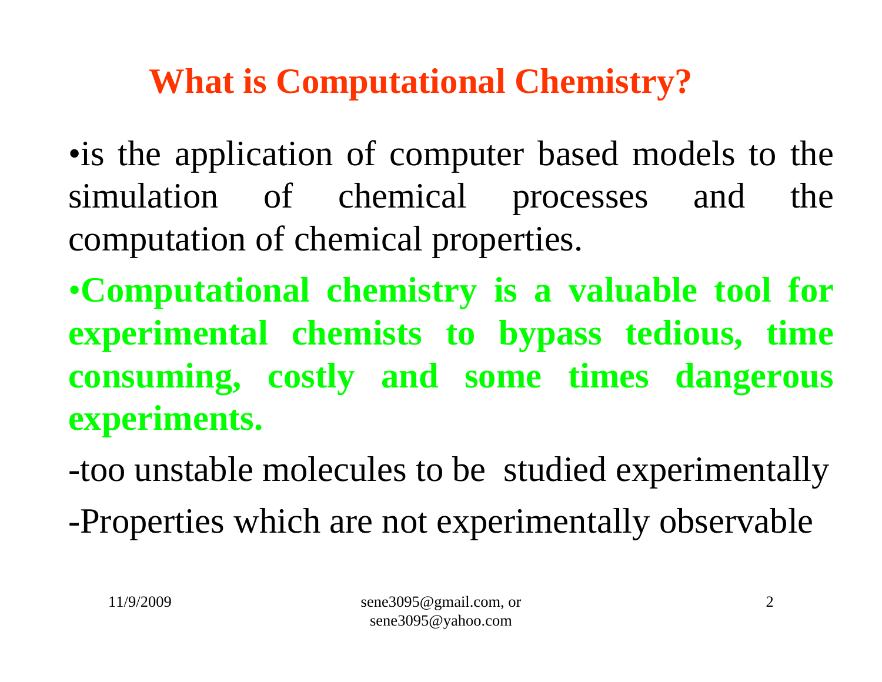# What is Computational Chemistry?

- is the application of computer based models to the simulation of chemical processes and the computation of chemical properties.
- **Computational chemistry is a valuable tool for experimental chemists to bypass tedious, time consuming, costly and some times dangerous experiments.**

-too unstable molecules to be studied experimentally

-Properties which are not experimentally observable

11/9/2009

sene3095@gmail.com, or sene3095@yahoo.com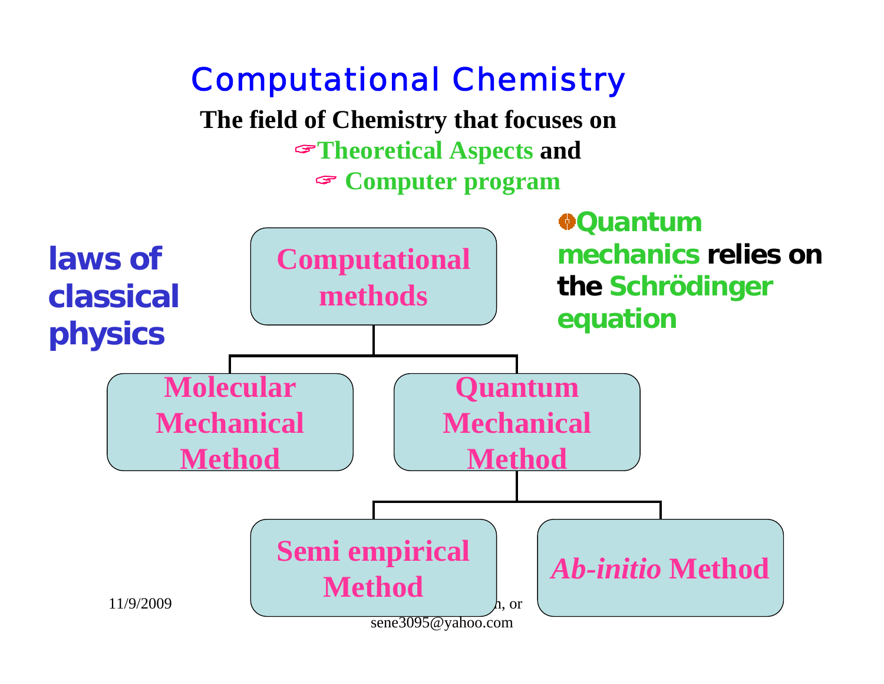# Computational Chemistry

**The field of Chemistry that focuses on**

☞ **Theoretical Aspects and**

☞ **Computer program**

**laws of classical physics**

**Quantum mechanics relies on the Schrödinger equation**

**Computational methods**

- **Molecular Mechanical Method**
- **Quantum Mechanical Method**
  - **Semi empirical Method**
  - ***Ab-initio* Method**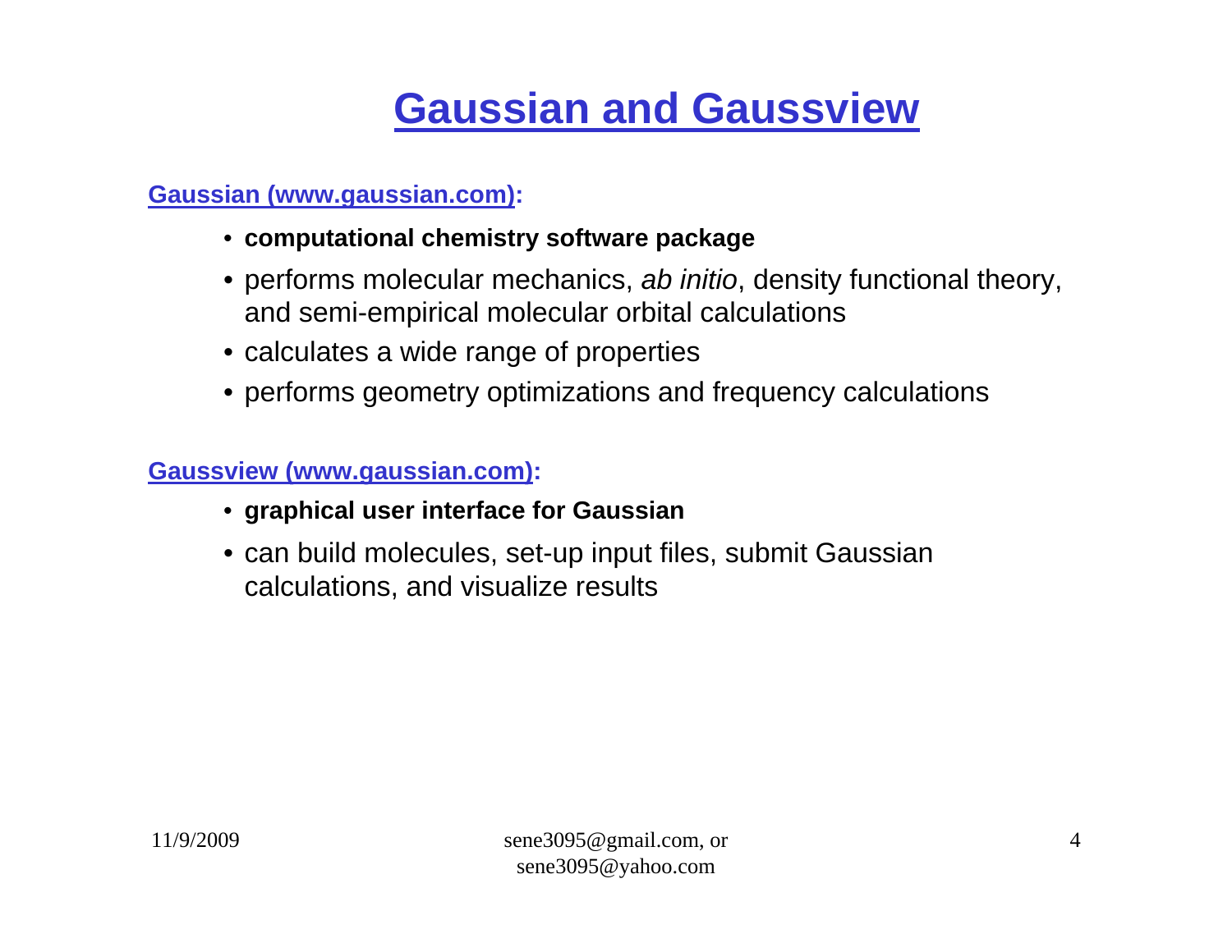# Gaussian and Gaussview

**Gaussian (www.gaussian.com):**

- **computational chemistry software package**
- performs molecular mechanics, *ab initio*, density functional theory, and semi-empirical molecular orbital calculations
- calculates a wide range of properties
- performs geometry optimizations and frequency calculations

**Gaussview (www.gaussian.com):**

- **graphical user interface for Gaussian**
- can build molecules, set-up input files, submit Gaussian calculations, and visualize results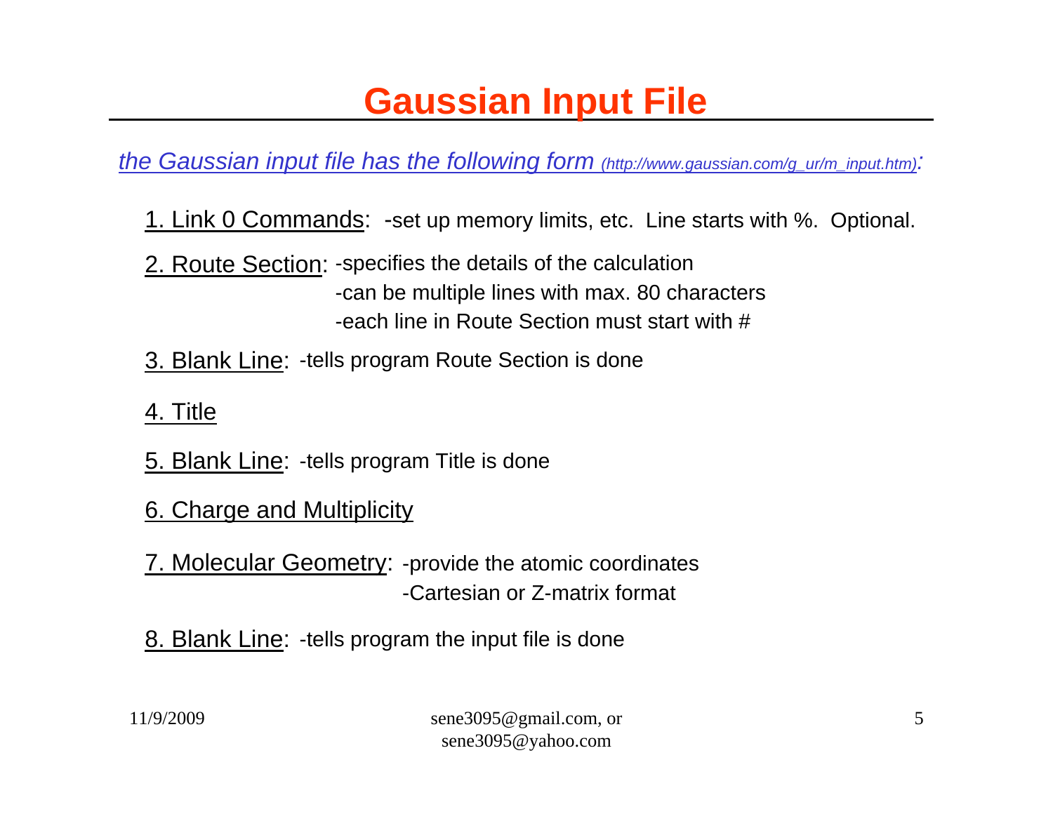# Gaussian Input File

*the Gaussian input file has the following form (http://www.gaussian.com/g_ur/m_input.htm):*

1. Link 0 Commands: -set up memory limits, etc. Line starts with %. Optional.

2. Route Section: -specifies the details of the calculation
   - -can be multiple lines with max. 80 characters
   - -each line in Route Section must start with #

3. Blank Line: -tells program Route Section is done

4. Title

5. Blank Line: -tells program Title is done

6. Charge and Multiplicity

7. Molecular Geometry: -provide the atomic coordinates
   - -Cartesian or Z-matrix format

8. Blank Line: -tells program the input file is done

11/9/2009

sene3095@gmail.com, or sene3095@yahoo.com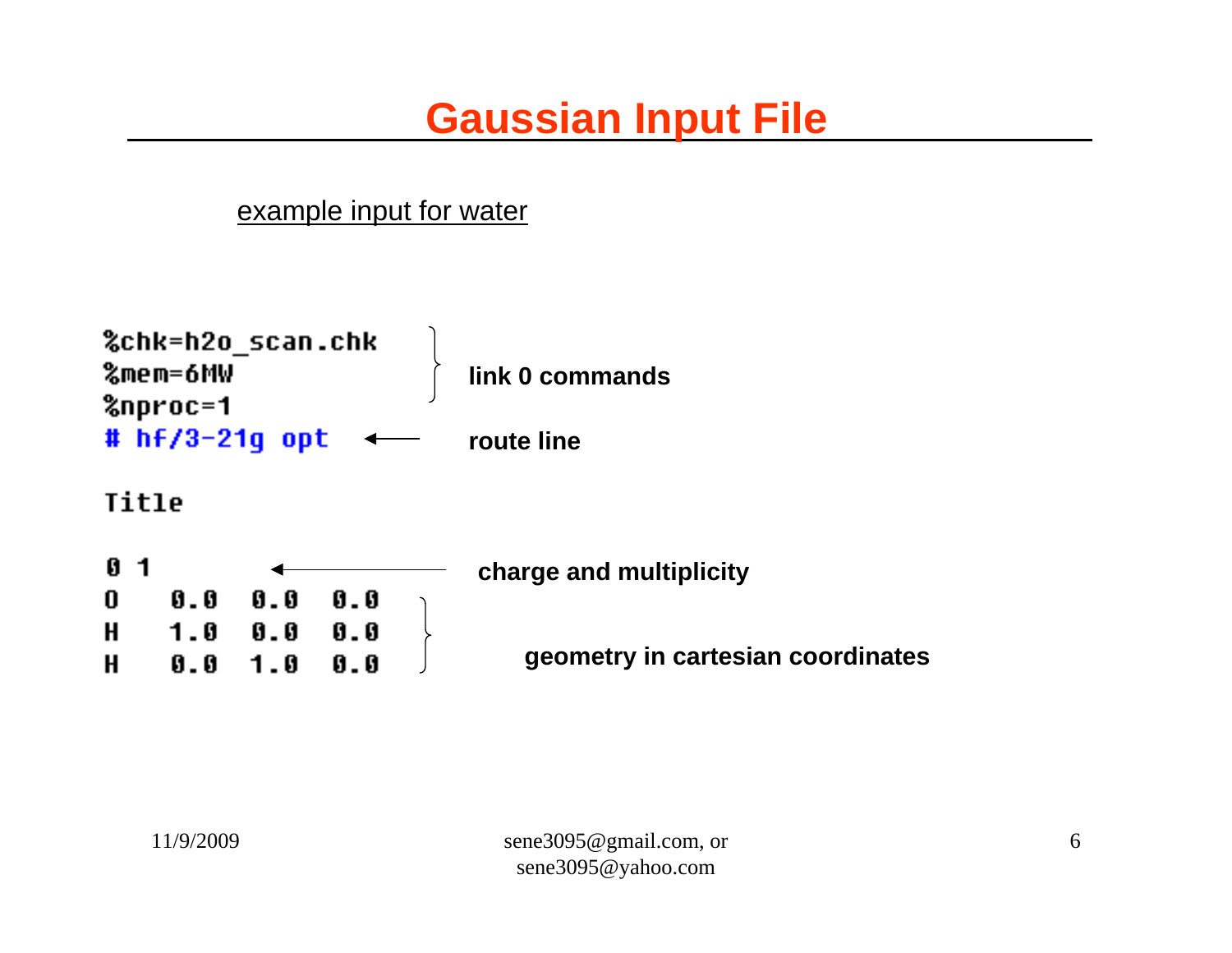# Gaussian Input File

example input for water

```
%chk=h2o_scan.chk
%mem=6MW
%nproc=1
# hf/3-21g opt

Title

0 1
O    0.0   0.0   0.0
H    1.0   0.0   0.0
H    0.0   1.0   0.0
```

- `%chk=h2o_scan.chk`, `%mem=6MW`, `%nproc=1` — **link 0 commands**
- `# hf/3-21g opt` — **route line**
- `0 1` — **charge and multiplicity**
- O / H / H lines — **geometry in cartesian coordinates**

11/9/2009

sene3095@gmail.com, or sene3095@yahoo.com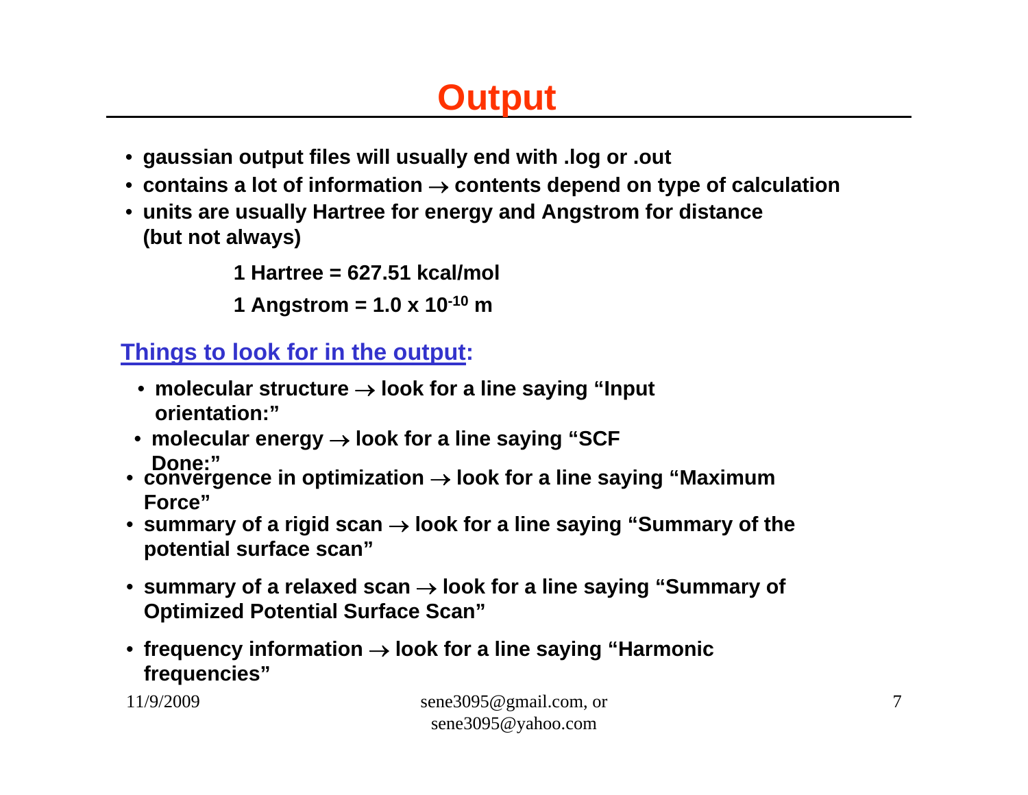# Output

- gaussian output files will usually end with .log or .out
- contains a lot of information → contents depend on type of calculation
- units are usually Hartree for energy and Angstrom for distance (but not always)

1 Hartree = 627.51 kcal/mol

1 Angstrom = $1.0 \times 10^{-10}$ m

**Things to look for in the output:**

- molecular structure → look for a line saying "Input orientation:"
- molecular energy → look for a line saying "SCF Done:"
- convergence in optimization → look for a line saying "Maximum Force"
- summary of a rigid scan → look for a line saying "Summary of the potential surface scan"
- summary of a relaxed scan → look for a line saying "Summary of Optimized Potential Surface Scan"
- frequency information → look for a line saying "Harmonic frequencies"

11/9/2009 sene3095@gmail.com, or sene3095@yahoo.com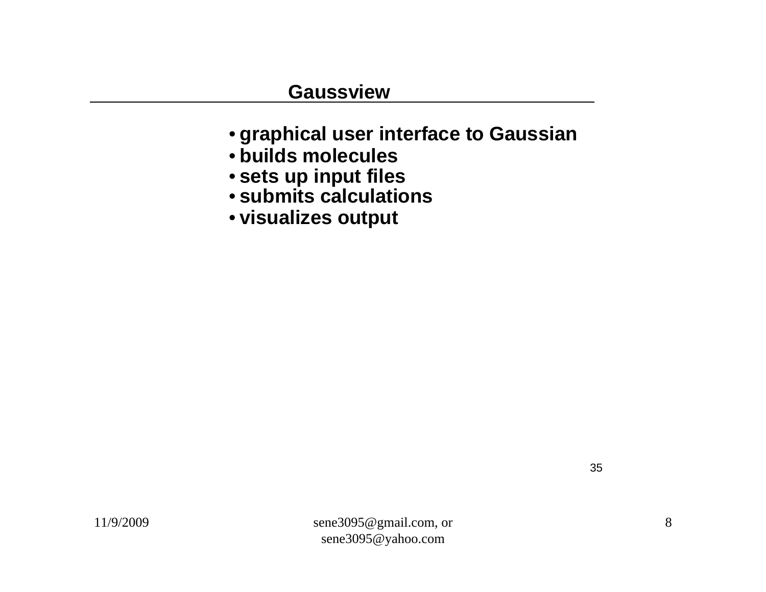## Gaussview

- graphical user interface to Gaussian
- builds molecules
- sets up input files
- submits calculations
- visualizes output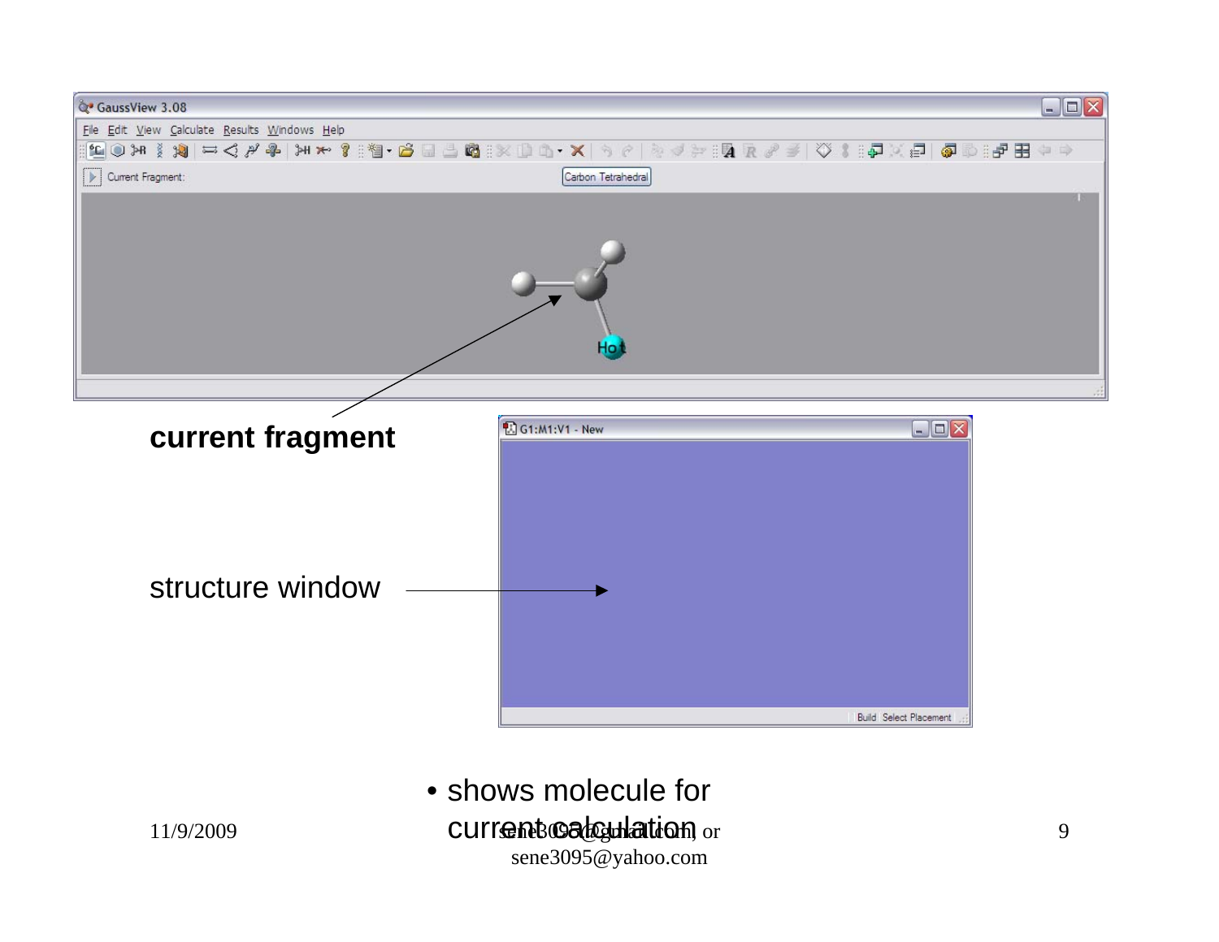**current fragment**

structure window

- shows molecule for current calculation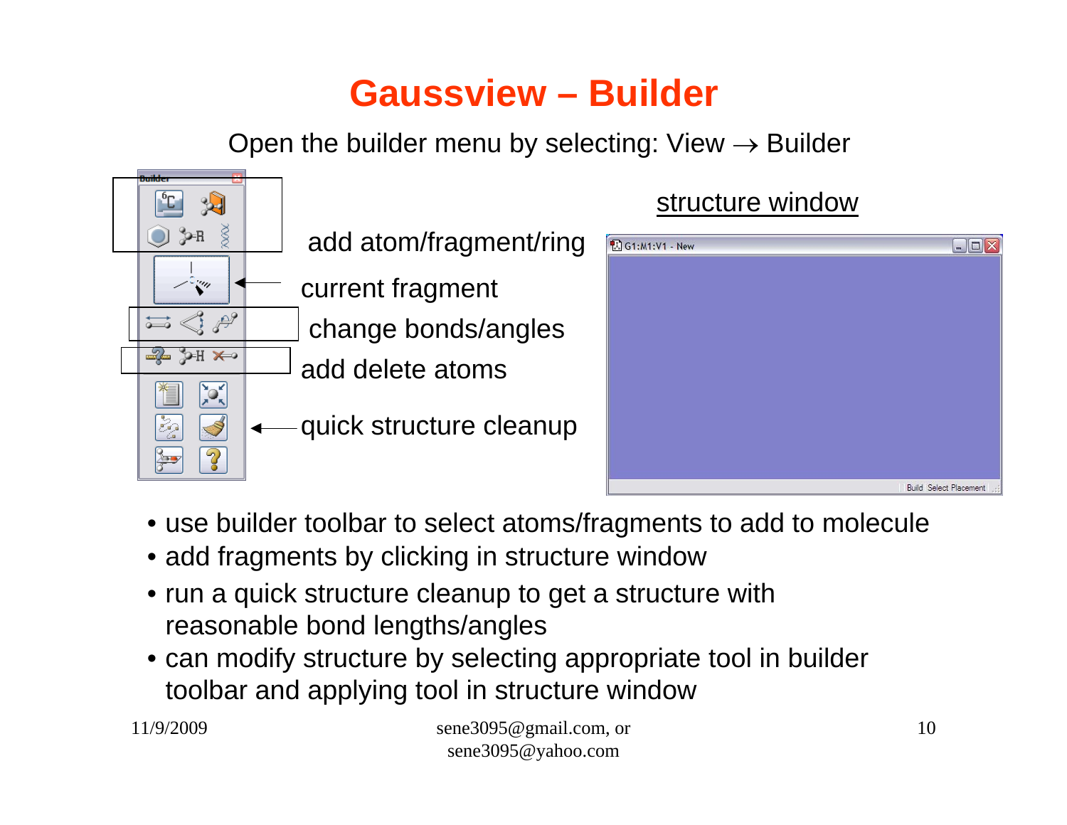# Gaussview – Builder

Open the builder menu by selecting: View → Builder

add atom/fragment/ring

current fragment

change bonds/angles

add delete atoms

quick structure cleanup

structure window

- use builder toolbar to select atoms/fragments to add to molecule
- add fragments by clicking in structure window
- run a quick structure cleanup to get a structure with reasonable bond lengths/angles
- can modify structure by selecting appropriate tool in builder toolbar and applying tool in structure window

11/9/2009

sene3095@gmail.com, or sene3095@yahoo.com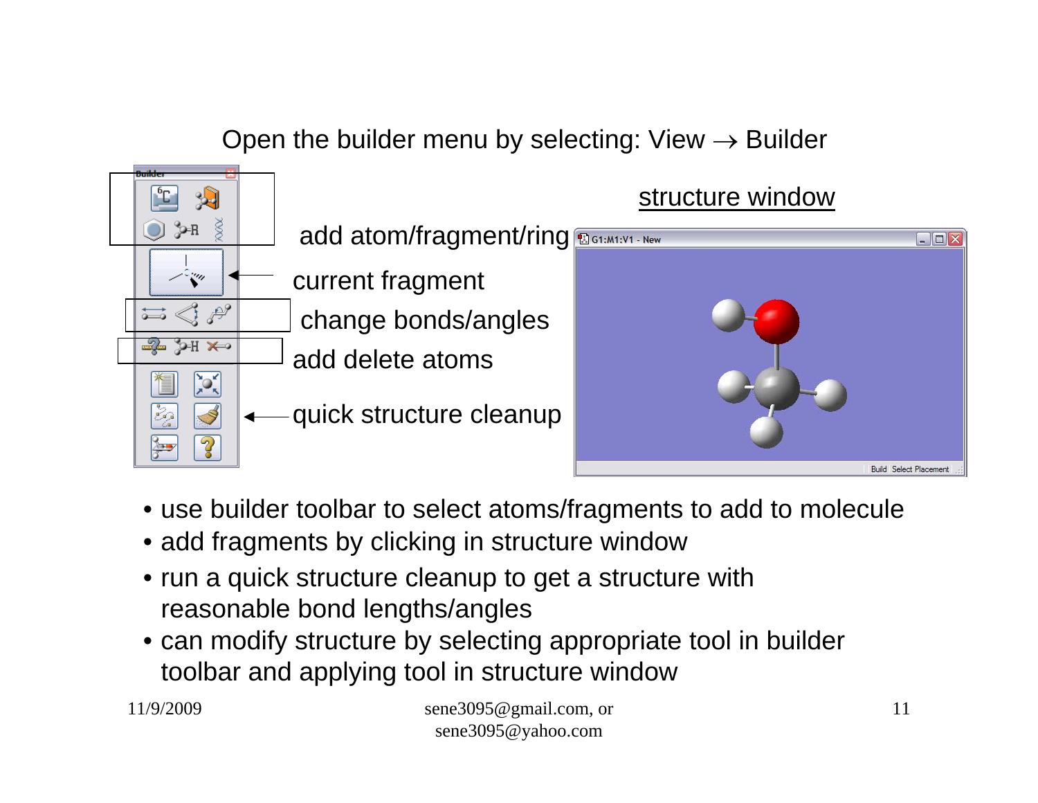Open the builder menu by selecting: View → Builder

add atom/fragment/ring

current fragment

change bonds/angles

add delete atoms

quick structure cleanup

structure window

- use builder toolbar to select atoms/fragments to add to molecule
- add fragments by clicking in structure window
- run a quick structure cleanup to get a structure with reasonable bond lengths/angles
- can modify structure by selecting appropriate tool in builder toolbar and applying tool in structure window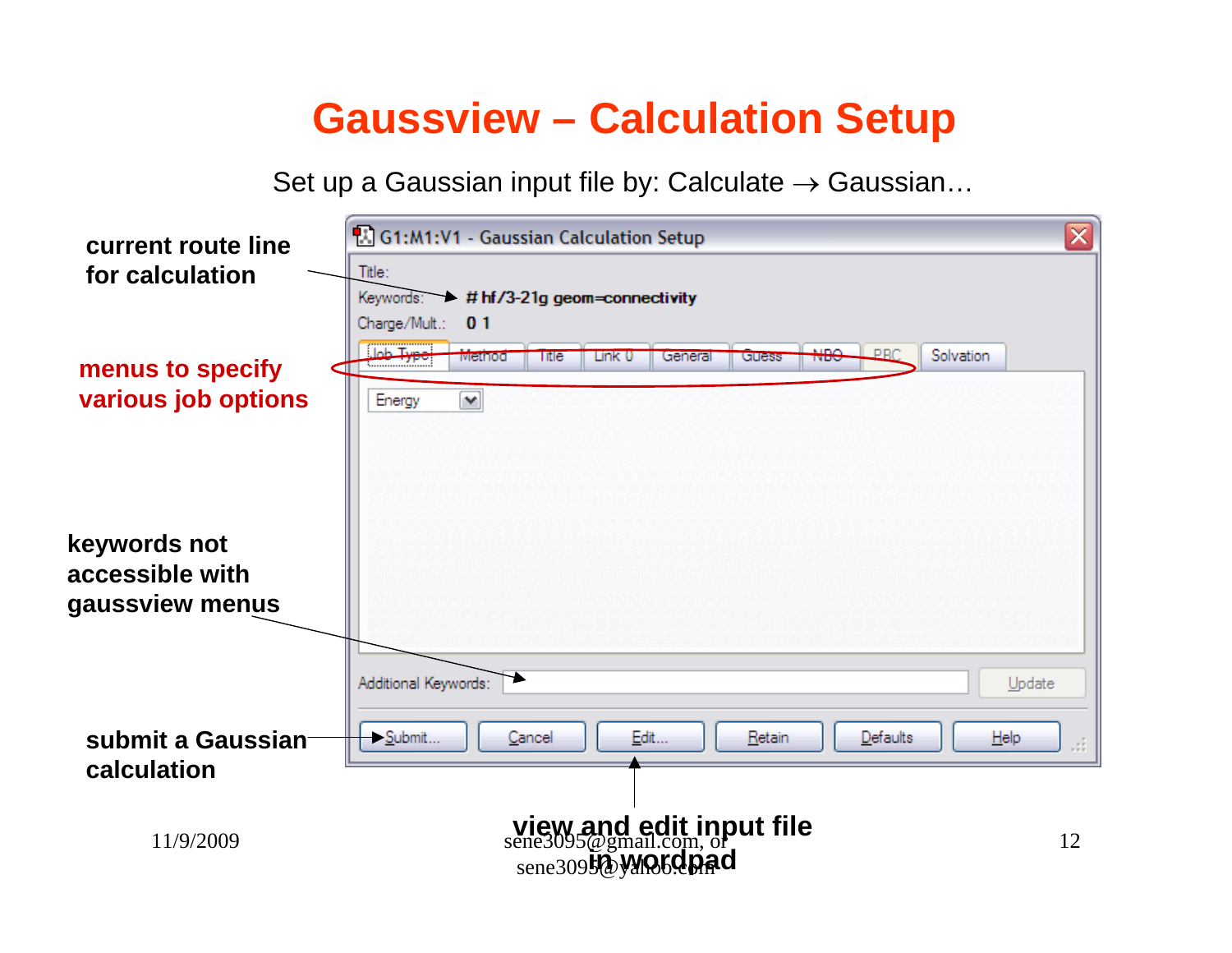# Gaussview – Calculation Setup

Set up a Gaussian input file by: Calculate → Gaussian…

**current route line for calculation**

**menus to specify various job options**

**keywords not accessible with gaussview menus**

**submit a Gaussian calculation**

**view and edit input file in wordpad**

G1:M1:V1 - Gaussian Calculation Setup

Title:

Keywords: # hf/3-21g geom=connectivity

Charge/Mult.: 0 1

Job Type | Method | Title | Link 0 | General | Guess | NBO | PBC | Solvation

Energy

Additional Keywords:

Update

Submit... | Cancel | Edit... | Retain | Defaults | Help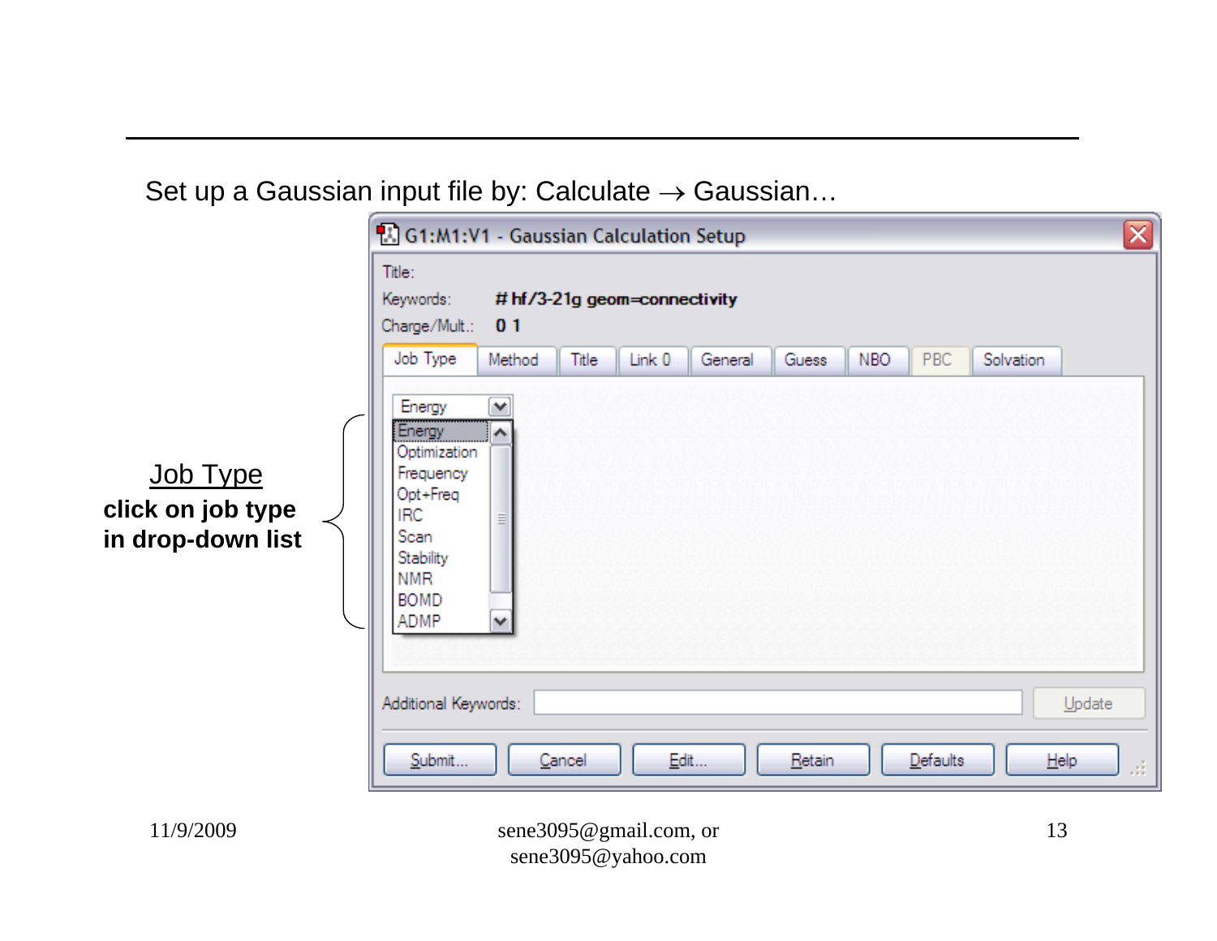Set up a Gaussian input file by: Calculate → Gaussian…

G1:M1:V1 - Gaussian Calculation Setup

Title:

Keywords: # hf/3-21g geom=connectivity

Charge/Mult.: 0 1

Job Type | Method | Title | Link 0 | General | Guess | NBO | PBC | Solvation

Energy

- Energy
- Optimization
- Frequency
- Opt+Freq
- IRC
- Scan
- Stability
- NMR
- BOMD
- ADMP

Additional Keywords: Update

Submit... | Cancel | Edit... | Retain | Defaults | Help

<u>Job Type</u>

**click on job type in drop-down list**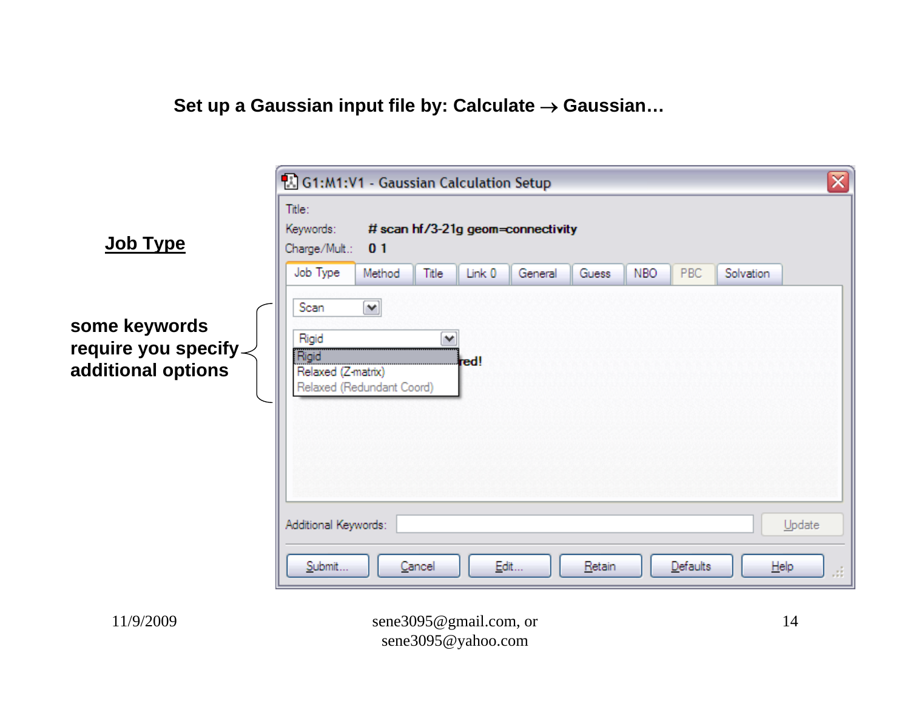**Set up a Gaussian input file by: Calculate → Gaussian…**

**Job Type**

**some keywords require you specify additional options**

G1:M1:V1 - Gaussian Calculation Setup

Title:

Keywords: **# scan hf/3-21g geom=connectivity**

Charge/Mult.: **0 1**

Job Type | Method | Title | Link 0 | General | Guess | NBO | PBC | Solvation

Scan

Rigid

- Rigid
- Relaxed (Z-matrix)
- Relaxed (Redundant Coord)

red!

Additional Keywords:

Update

Submit... | Cancel | Edit... | Retain | Defaults | Help

11/9/2009

sene3095@gmail.com, or sene3095@yahoo.com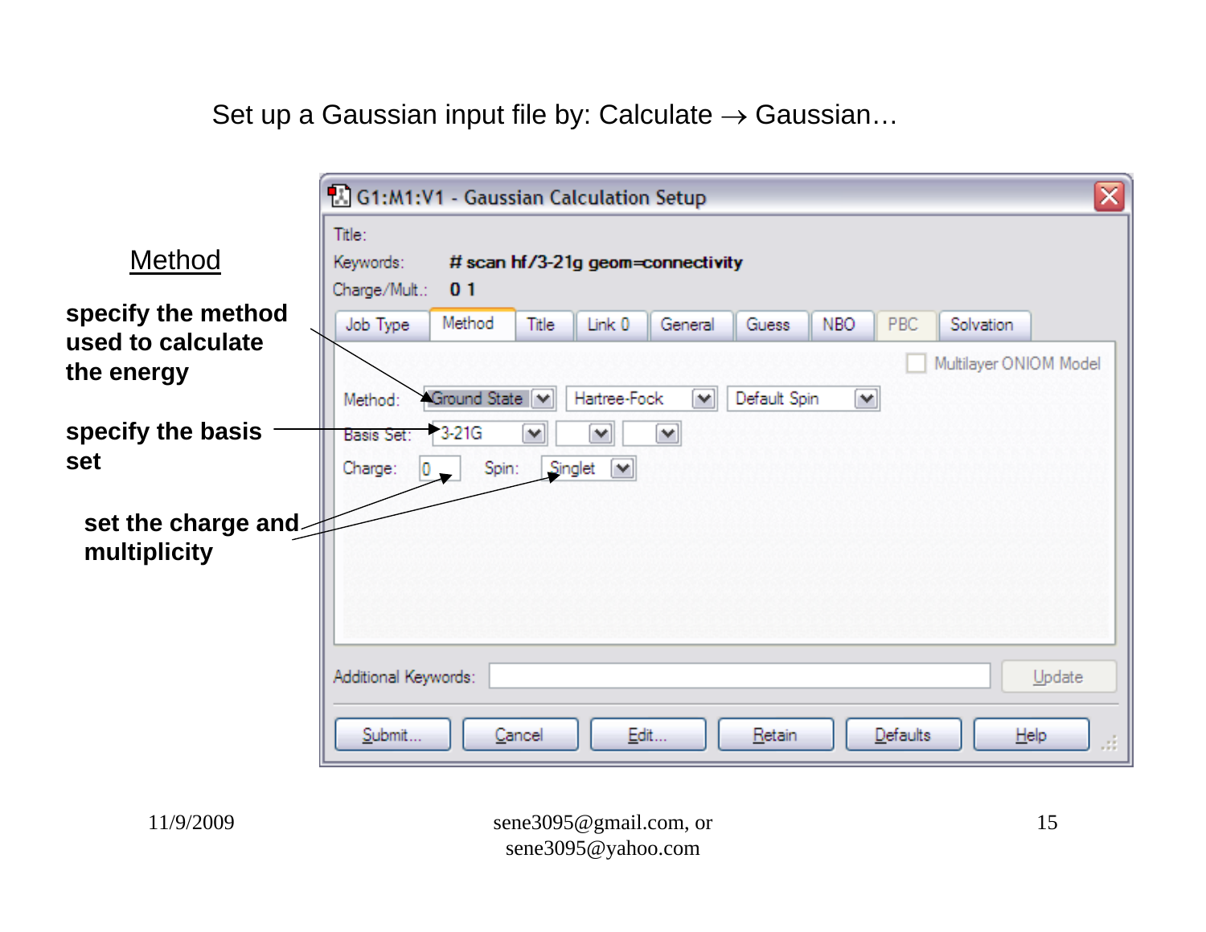Set up a Gaussian input file by: Calculate → Gaussian…

## Method

**specify the method used to calculate the energy**

**specify the basis set**

**set the charge and multiplicity**

G1:M1:V1 - Gaussian Calculation Setup

Title:

Keywords: # scan hf/3-21g geom=connectivity

Charge/Mult.: 0 1

Job Type | Method | Title | Link 0 | General | Guess | NBO | PBC | Solvation

Multilayer ONIOM Model

Method: Ground State | Hartree-Fock | Default Spin

Basis Set: 3-21G

Charge: 0 Spin: Singlet

Additional Keywords: Update

Submit... | Cancel | Edit... | Retain | Defaults | Help

11/9/2009

sene3095@gmail.com, or sene3095@yahoo.com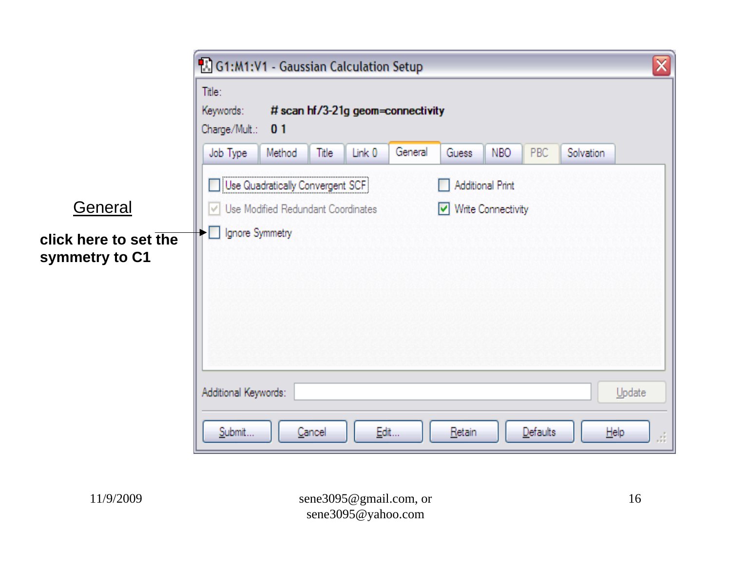## General

**click here to set the symmetry to C1**

G1:M1:V1 - Gaussian Calculation Setup

Title:

Keywords: # scan hf/3-21g geom=connectivity

Charge/Mult.: 0 1

Job Type | Method | Title | Link 0 | General | Guess | NBO | PBC | Solvation

- [ ] Use Quadratically Convergent SCF
- [x] Use Modified Redundant Coordinates
- [ ] Ignore Symmetry
- [ ] Additional Print
- [x] Write Connectivity

Additional Keywords:

Update

Submit... | Cancel | Edit... | Retain | Defaults | Help

11/9/2009

sene3095@gmail.com, or sene3095@yahoo.com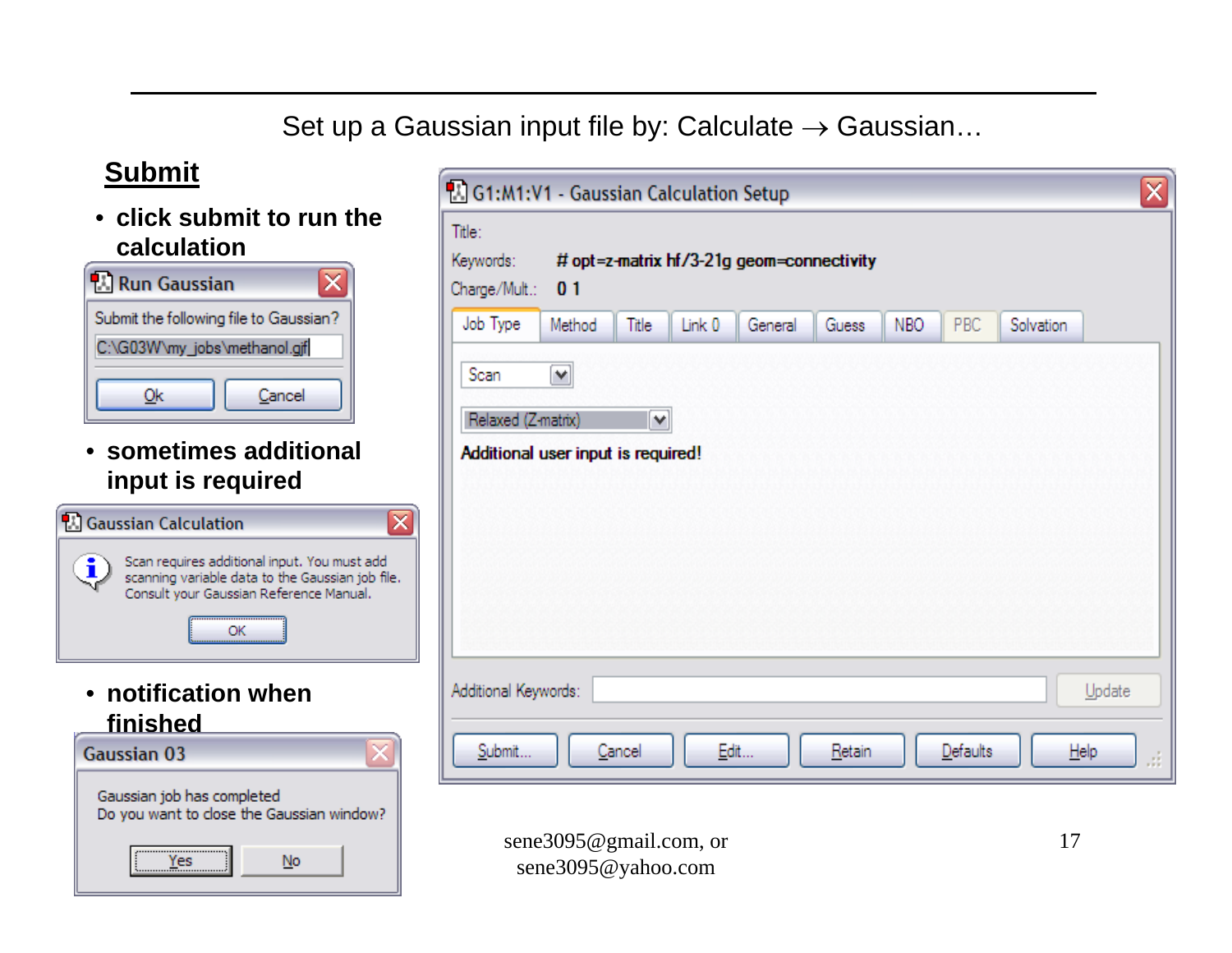Set up a Gaussian input file by: Calculate → Gaussian…

## Submit

- **click submit to run the calculation**

Run Gaussian

Submit the following file to Gaussian?

C:\G03W\my_jobs\methanol.gjf

Ok | Cancel

- **sometimes additional input is required**

Gaussian Calculation

Scan requires additional input. You must add scanning variable data to the Gaussian job file. Consult your Gaussian Reference Manual.

OK

- **notification when finished**

Gaussian 03

Gaussian job has completed
Do you want to close the Gaussian window?

Yes | No

G1:M1:V1 - Gaussian Calculation Setup

Title:

Keywords: # opt=z-matrix hf/3-21g geom=connectivity

Charge/Mult.: 0 1

Job Type | Method | Title | Link 0 | General | Guess | NBO | PBC | Solvation

Scan

Relaxed (Z-matrix)

Additional user input is required!

Additional Keywords: Update

Submit... | Cancel | Edit... | Retain | Defaults | Help

sene3095@gmail.com, or
sene3095@yahoo.com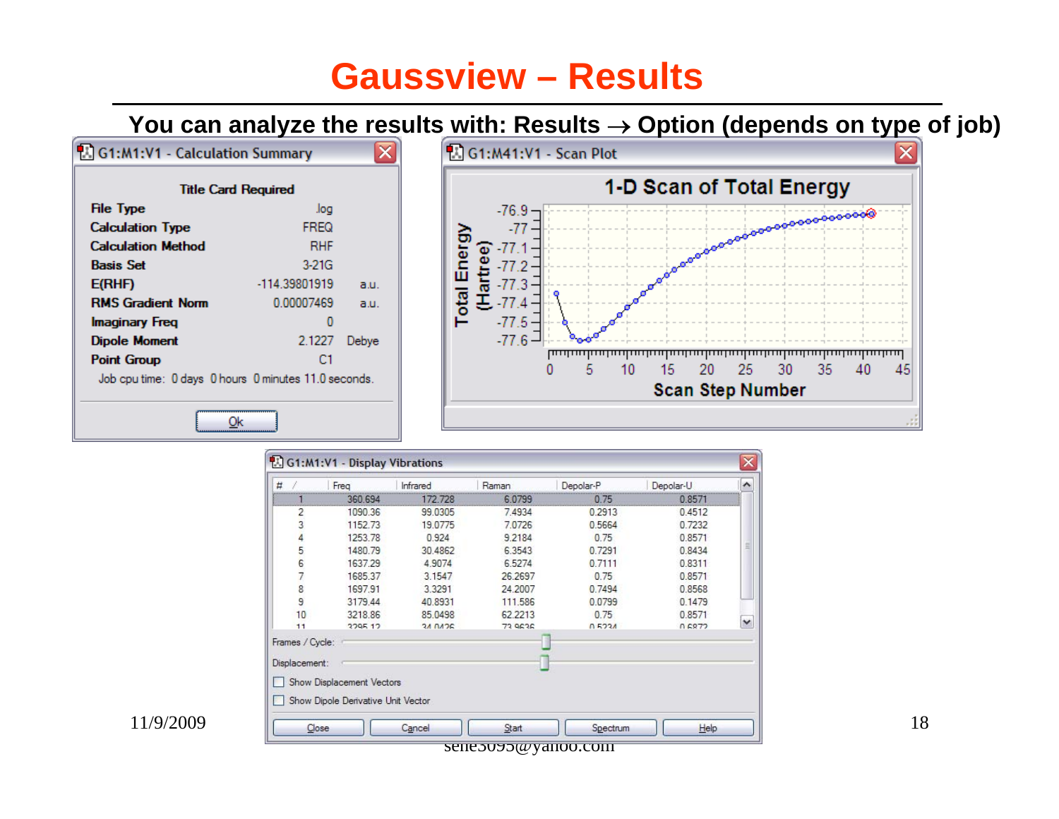# Gaussview – Results

**You can analyze the results with: Results → Option (depends on type of job)**

**G1:M1:V1 - Calculation Summary**

**Title Card Required**

| | | |
|---|---|---|
| **File Type** | .log | |
| **Calculation Type** | FREQ | |
| **Calculation Method** | RHF | |
| **Basis Set** | 3-21G | |
| **E(RHF)** | -114.39801919 | a.u. |
| **RMS Gradient Norm** | 0.00007469 | a.u. |
| **Imaginary Freq** | 0 | |
| **Dipole Moment** | 2.1227 | Debye |
| **Point Group** | C1 | |

Job cpu time: 0 days 0 hours 0 minutes 11.0 seconds.

Ok

**G1:M41:V1 - Scan Plot**

**1-D Scan of Total Energy**

Total Energy (Hartree) vs. Scan Step Number

**G1:M1:V1 - Display Vibrations**

| # | Freq | Infrared | Raman | Depolar-P | Depolar-U |
|---|---|---|---|---|---|
| 1 | 360.694 | 172.728 | 6.0799 | 0.75 | 0.8571 |
| 2 | 1090.36 | 99.0305 | 7.4934 | 0.2913 | 0.4512 |
| 3 | 1152.73 | 19.0775 | 7.0726 | 0.5664 | 0.7232 |
| 4 | 1253.78 | 0.924 | 9.2184 | 0.75 | 0.8571 |
| 5 | 1480.79 | 30.4862 | 6.3543 | 0.7291 | 0.8434 |
| 6 | 1637.29 | 4.9074 | 6.5274 | 0.7111 | 0.8311 |
| 7 | 1685.37 | 3.1547 | 26.2697 | 0.75 | 0.8571 |
| 8 | 1697.91 | 3.3291 | 24.2007 | 0.7494 | 0.8568 |
| 9 | 3179.44 | 40.8931 | 111.586 | 0.0799 | 0.1479 |
| 10 | 3218.86 | 85.0498 | 62.2213 | 0.75 | 0.8571 |
| 11 | 3295.12 | 34.0426 | 73.9636 | 0.5234 | 0.6872 |

Frames / Cycle:

Displacement:

☐ Show Displacement Vectors

☐ Show Dipole Derivative Unit Vector

Close | Cancel | Start | Spectrum | Help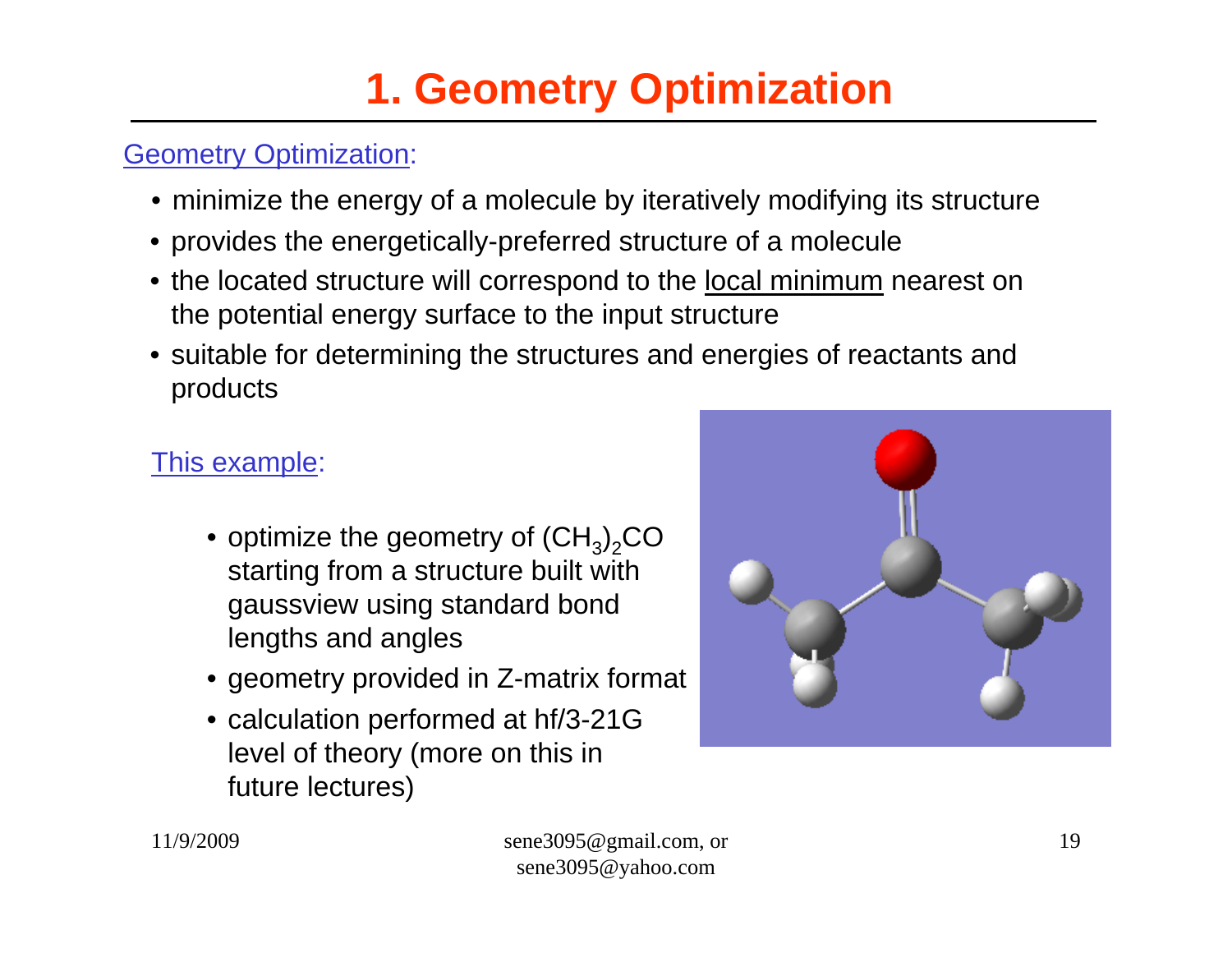# 1. Geometry Optimization

Geometry Optimization:

- minimize the energy of a molecule by iteratively modifying its structure
- provides the energetically-preferred structure of a molecule
- the located structure will correspond to the local minimum nearest on the potential energy surface to the input structure
- suitable for determining the structures and energies of reactants and products

This example:

- optimize the geometry of $(CH_3)_2CO$ starting from a structure built with gaussview using standard bond lengths and angles
- geometry provided in Z-matrix format
- calculation performed at hf/3-21G level of theory (more on this in future lectures)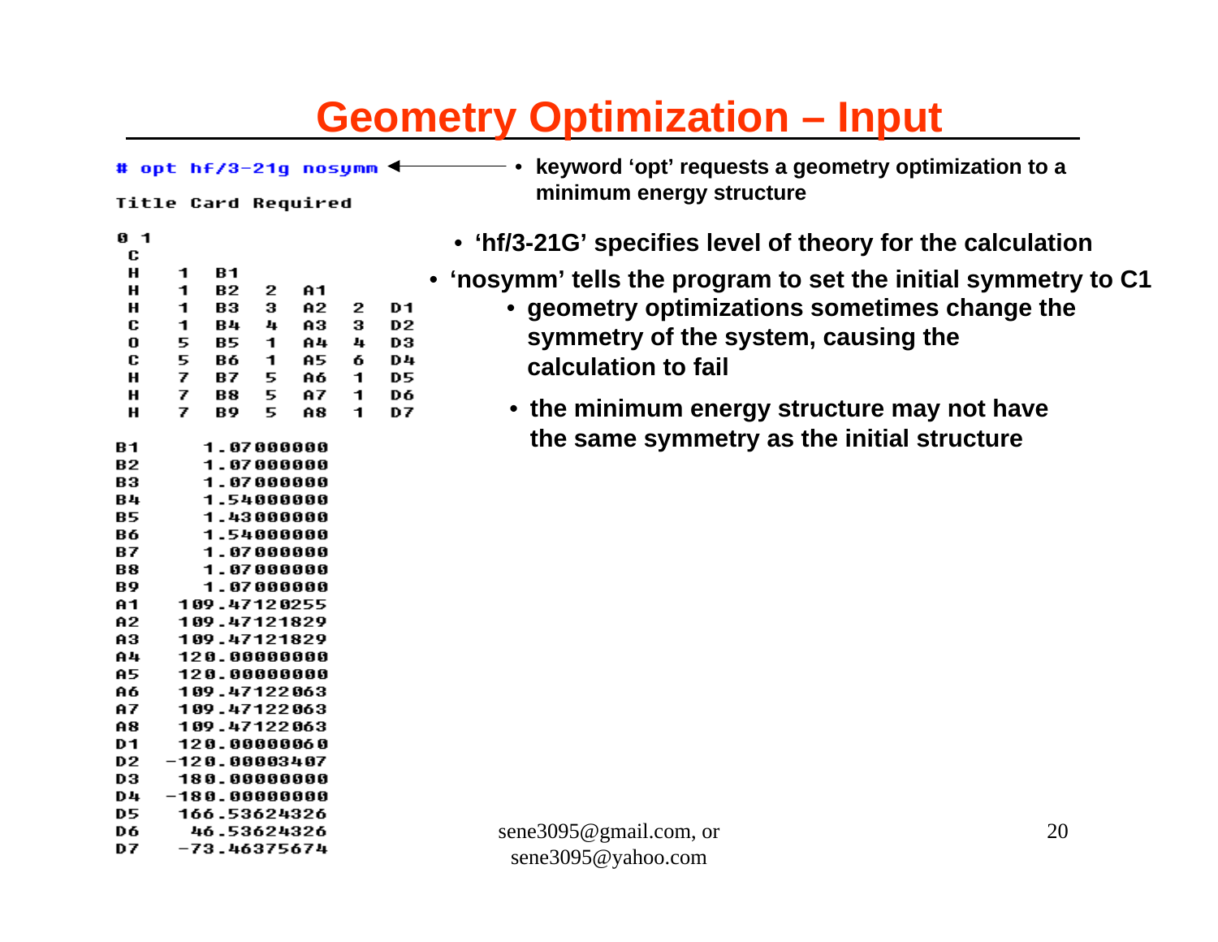# Geometry Optimization – Input

```
# opt hf/3-21g nosymm

Title Card Required

0 1
 C
 H    1   B1
 H    1   B2   2   A1
 H    1   B3   3   A2   2   D1
 C    1   B4   4   A3   3   D2
 O    5   B5   1   A4   4   D3
 C    5   B6   1   A5   6   D4
 H    7   B7   5   A6   1   D5
 H    7   B8   5   A7   1   D6
 H    7   B9   5   A8   1   D7

B1       1.07000000
B2       1.07000000
B3       1.07000000
B4       1.54000000
B5       1.43000000
B6       1.54000000
B7       1.07000000
B8       1.07000000
B9       1.07000000
A1     109.47120255
A2     109.47121829
A3     109.47121829
A4     120.00000000
A5     120.00000000
A6     109.47122063
A7     109.47122063
A8     109.47122063
D1     120.00000060
D2    -120.00003407
D3     180.00000000
D4    -180.00000000
D5     166.53624326
D6      46.53624326
D7     -73.46375674
```

- keyword ‘opt’ requests a geometry optimization to a minimum energy structure
- ‘hf/3-21G’ specifies level of theory for the calculation
- ‘nosymm’ tells the program to set the initial symmetry to C1
  - geometry optimizations sometimes change the symmetry of the system, causing the calculation to fail
  - the minimum energy structure may not have the same symmetry as the initial structure

sene3095@gmail.com, or
sene3095@yahoo.com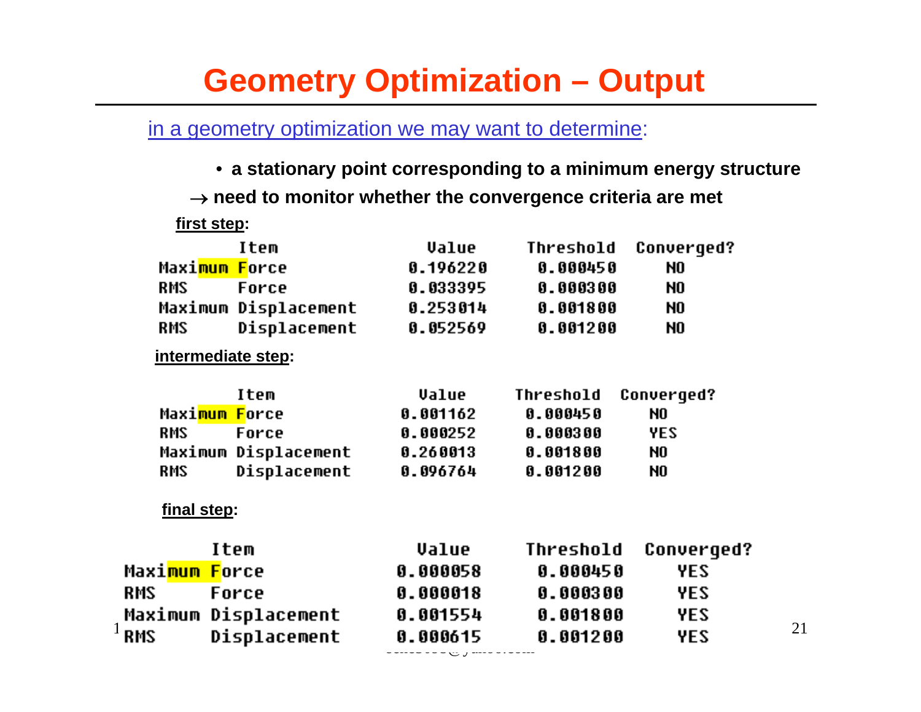# Geometry Optimization – Output

in a geometry optimization we may want to determine:

- **a stationary point corresponding to a minimum energy structure**

→ **need to monitor whether the convergence criteria are met**

**first step:**

| Item | Value | Threshold | Converged? |
|---|---|---|---|
| Maximum Force | 0.196220 | 0.000450 | NO |
| RMS Force | 0.033395 | 0.000300 | NO |
| Maximum Displacement | 0.253014 | 0.001800 | NO |
| RMS Displacement | 0.052569 | 0.001200 | NO |

**intermediate step:**

| Item | Value | Threshold | Converged? |
|---|---|---|---|
| Maximum Force | 0.001162 | 0.000450 | NO |
| RMS Force | 0.000252 | 0.000300 | YES |
| Maximum Displacement | 0.260013 | 0.001800 | NO |
| RMS Displacement | 0.096764 | 0.001200 | NO |

**final step:**

| Item | Value | Threshold | Converged? |
|---|---|---|---|
| Maximum Force | 0.000058 | 0.000450 | YES |
| RMS Force | 0.000018 | 0.000300 | YES |
| Maximum Displacement | 0.001554 | 0.001800 | YES |
| RMS Displacement | 0.000615 | 0.001200 | YES |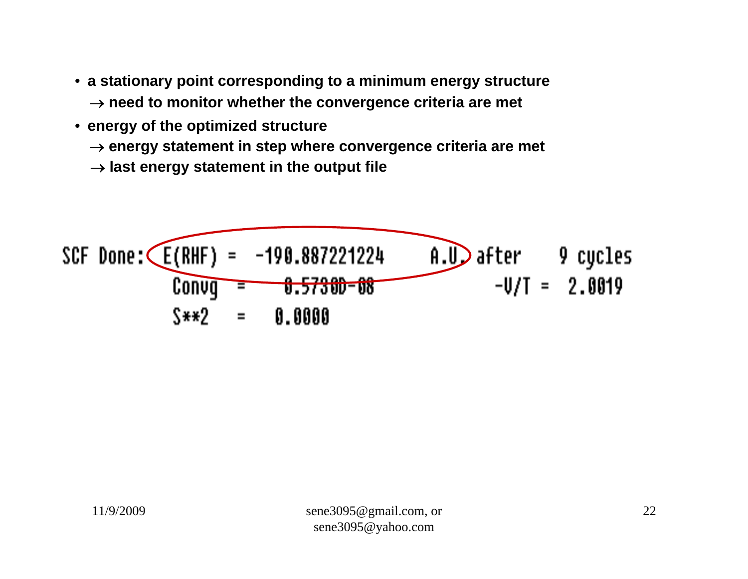- a stationary point corresponding to a minimum energy structure
  - → need to monitor whether the convergence criteria are met
- energy of the optimized structure
  - → energy statement in step where convergence criteria are met
  - → last energy statement in the output file

```
SCF Done:  E(RHF) =  -190.887221224     A.U. after    9 cycles
           Convg  =    0.5730D-08             -V/T =  2.0019
           S**2   =   0.0000
```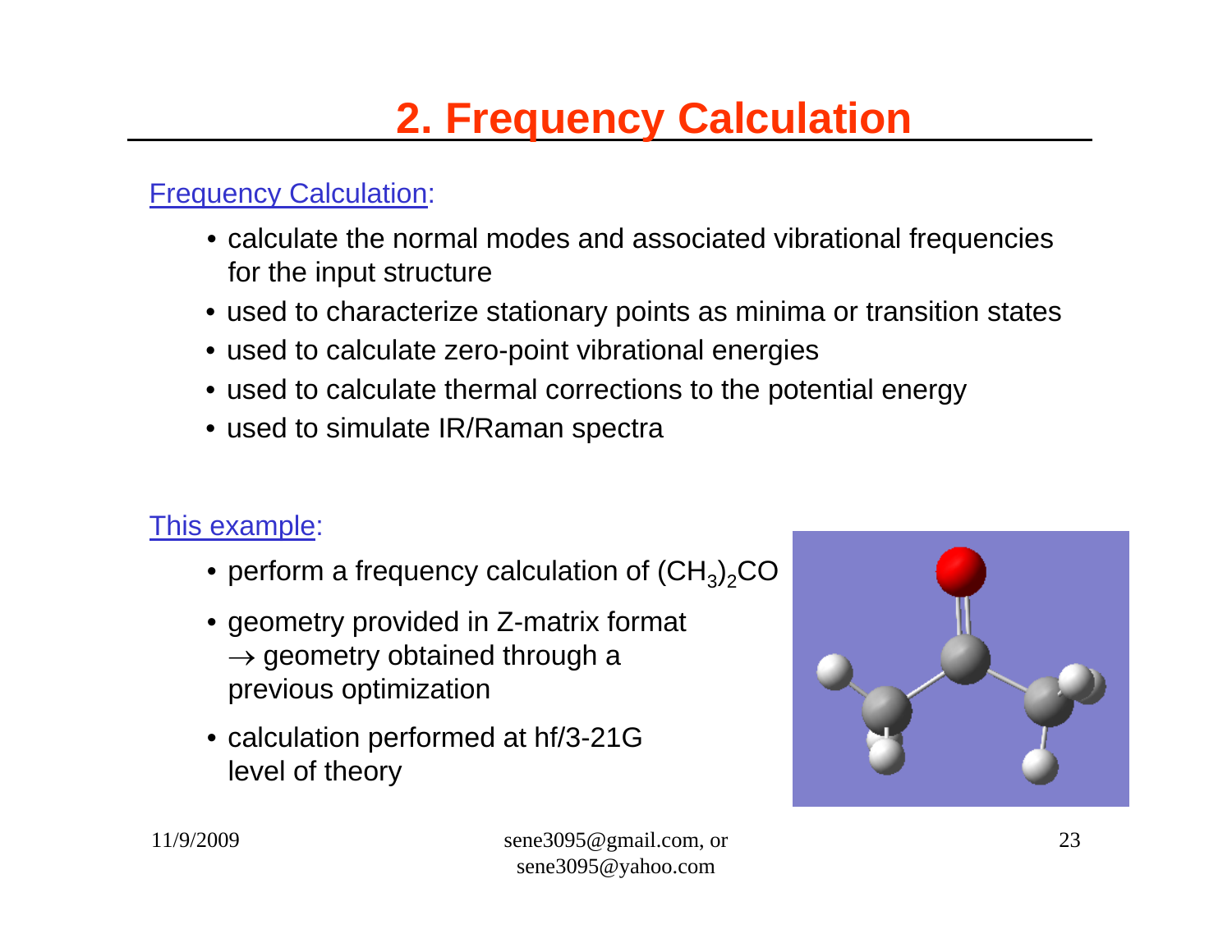# 2. Frequency Calculation

Frequency Calculation:

- calculate the normal modes and associated vibrational frequencies for the input structure
- used to characterize stationary points as minima or transition states
- used to calculate zero-point vibrational energies
- used to calculate thermal corrections to the potential energy
- used to simulate IR/Raman spectra

This example:

- perform a frequency calculation of $(CH_3)_2CO$
- geometry provided in Z-matrix format $\rightarrow$ geometry obtained through a previous optimization
- calculation performed at hf/3-21G level of theory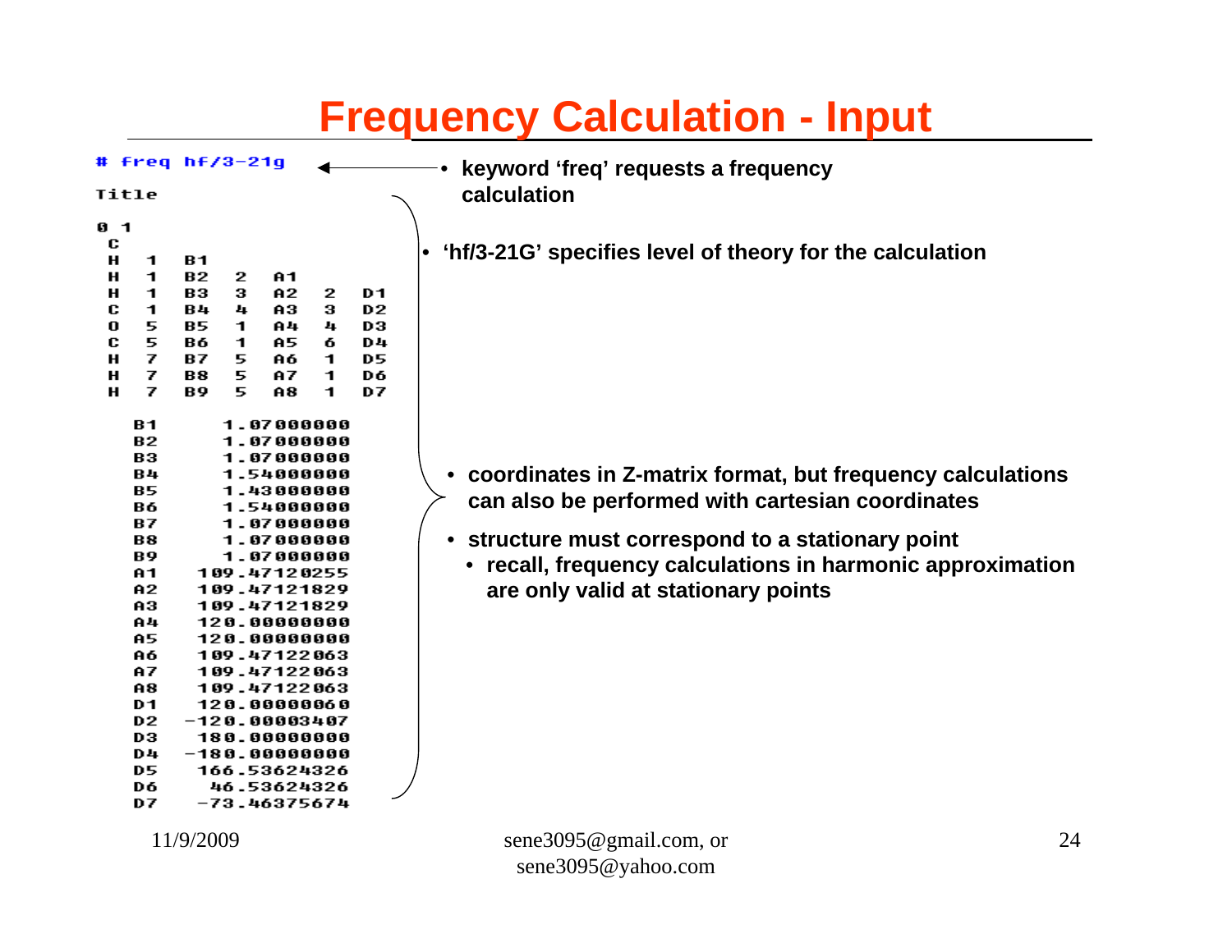# Frequency Calculation - Input

```
# freq hf/3-21g

Title

0 1
 C
 H   1   B1
 H   1   B2   2   A1
 H   1   B3   3   A2   2   D1
 C   1   B4   4   A3   3   D2
 O   5   B5   1   A4   4   D3
 C   5   B6   1   A5   6   D4
 H   7   B7   5   A6   1   D5
 H   7   B8   5   A7   1   D6
 H   7   B9   5   A8   1   D7

   B1         1.07000000
   B2         1.07000000
   B3         1.07000000
   B4         1.54000000
   B5         1.43000000
   B6         1.54000000
   B7         1.07000000
   B8         1.07000000
   B9         1.07000000
   A1       109.47120255
   A2       109.47121829
   A3       109.47121829
   A4       120.00000000
   A5       120.00000000
   A6       109.47122063
   A7       109.47122063
   A8       109.47122063
   D1       120.00000060
   D2      -120.00003407
   D3       180.00000000
   D4      -180.00000000
   D5       166.53624326
   D6        46.53624326
   D7       -73.46375674
```

- keyword ‘freq’ requests a frequency calculation
- ‘hf/3-21G’ specifies level of theory for the calculation
- coordinates in Z-matrix format, but frequency calculations can also be performed with cartesian coordinates
- structure must correspond to a stationary point
  - recall, frequency calculations in harmonic approximation are only valid at stationary points

11/9/2009 sene3095@gmail.com, or sene3095@yahoo.com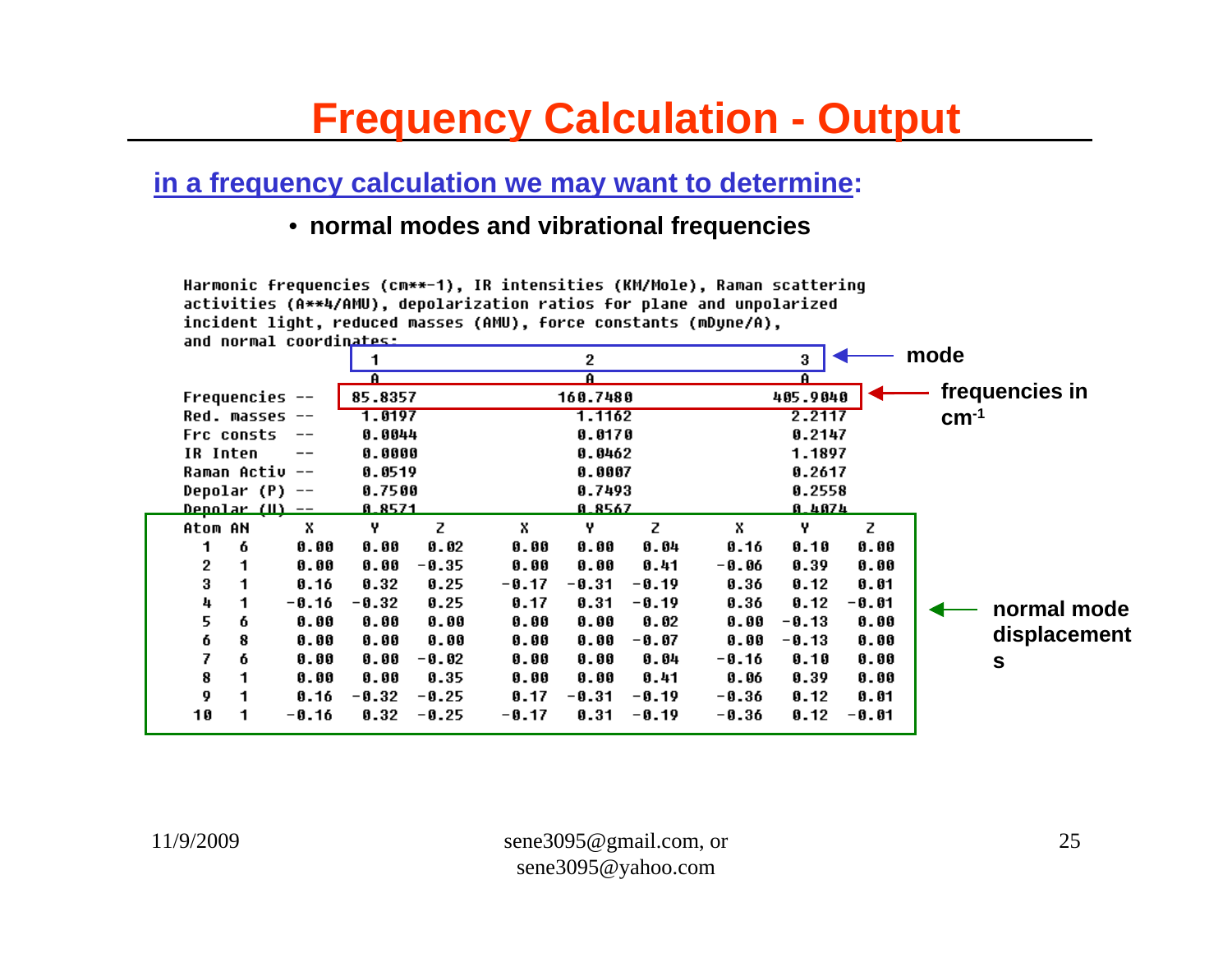# Frequency Calculation - Output

**in a frequency calculation we may want to determine:**

- **normal modes and vibrational frequencies**

```
Harmonic frequencies (cm**-1), IR intensities (KM/Mole), Raman scattering
activities (A**4/AMU), depolarization ratios for plane and unpolarized
incident light, reduced masses (AMU), force constants (mDyne/A),
and normal coordinates:
                       1                        2                        3
                       A                        A                        A
Frequencies --     85.8357                 160.7480                 405.9040
Red. masses --      1.0197                   1.1162                   2.2117
Frc consts  --      0.0044                   0.0170                   0.2147
IR Inten    --      0.0000                   0.0462                   1.1897
Raman Activ --      0.0519                   0.0007                   0.2617
Depolar (P) --      0.7500                   0.7493                   0.2558
Depolar (U) --      0.8571                   0.8567                   0.4074
Atom AN      X      Y      Z        X      Y      Z        X      Y      Z
  1   6    0.00   0.00   0.02     0.00   0.00   0.04     0.16   0.10   0.00
  2   1    0.00   0.00  -0.35     0.00   0.00   0.41    -0.06   0.39   0.00
  3   1    0.16   0.32   0.25    -0.17  -0.31  -0.19     0.36   0.12   0.01
  4   1   -0.16  -0.32   0.25     0.17   0.31  -0.19     0.36   0.12  -0.01
  5   6    0.00   0.00   0.00     0.00   0.00   0.02     0.00  -0.13   0.00
  6   8    0.00   0.00   0.00     0.00   0.00  -0.07     0.00  -0.13   0.00
  7   6    0.00   0.00  -0.02     0.00   0.00   0.04    -0.16   0.10   0.00
  8   1    0.00   0.00   0.35     0.00   0.00   0.41     0.06   0.39   0.00
  9   1    0.16  -0.32  -0.25     0.17  -0.31  -0.19    -0.36   0.12   0.01
 10   1   -0.16   0.32  -0.25    -0.17   0.31  -0.19    -0.36   0.12  -0.01
```

**mode**

**frequencies in $cm^{-1}$**

**normal mode displacements**

11/9/2009

sene3095@gmail.com, or sene3095@yahoo.com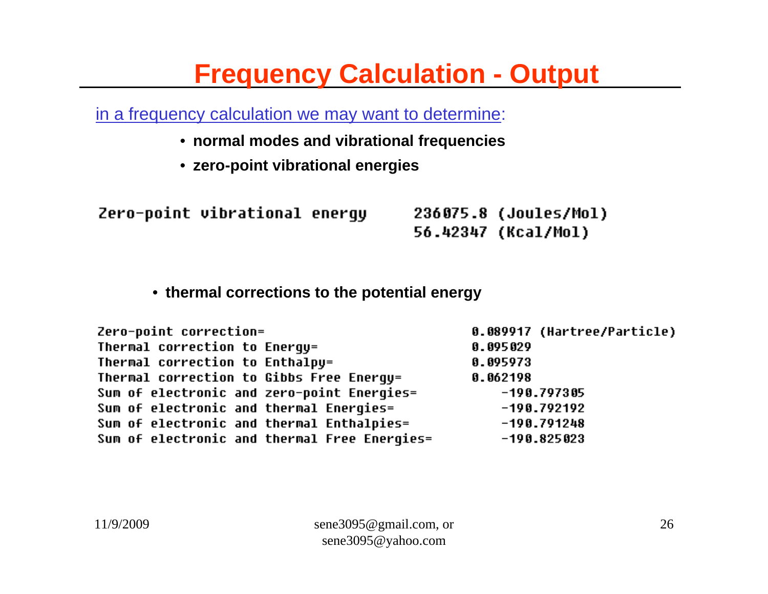# Frequency Calculation - Output

in a frequency calculation we may want to determine:

- **normal modes and vibrational frequencies**
- **zero-point vibrational energies**

```
Zero-point vibrational energy      236075.8 (Joules/Mol)
                                   56.42347 (Kcal/Mol)
```

- **thermal corrections to the potential energy**

```
Zero-point correction=                           0.089917 (Hartree/Particle)
Thermal correction to Energy=                    0.095029
Thermal correction to Enthalpy=                  0.095973
Thermal correction to Gibbs Free Energy=         0.062198
Sum of electronic and zero-point Energies=          -190.797305
Sum of electronic and thermal Energies=             -190.792192
Sum of electronic and thermal Enthalpies=           -190.791248
Sum of electronic and thermal Free Energies=        -190.825023
```

11/9/2009

sene3095@gmail.com, or sene3095@yahoo.com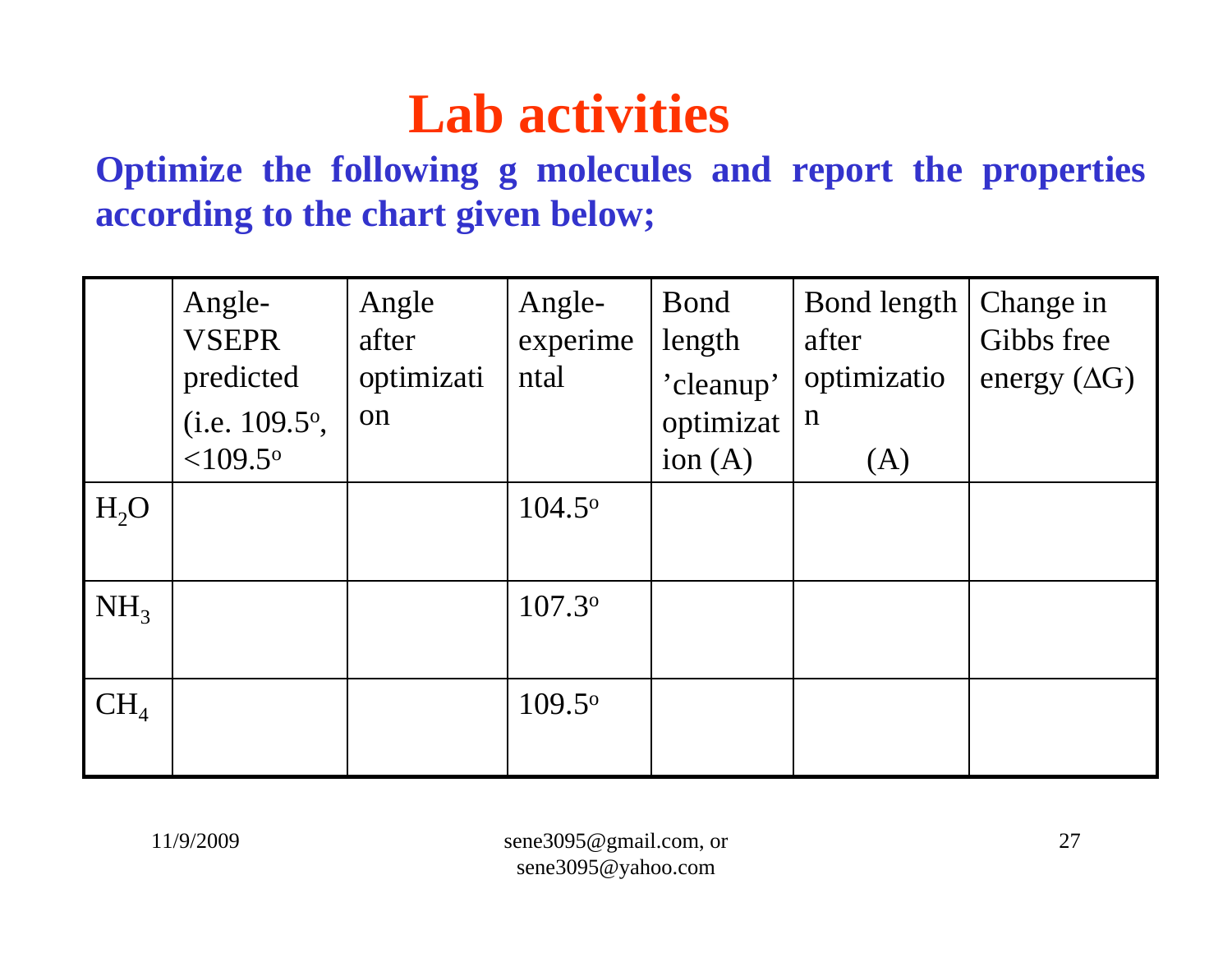# Lab activities

**Optimize the following g molecules and report the properties according to the chart given below;**

| | Angle-VSEPR predicted (i.e. 109.5°, <109.5° | Angle after optimization | Angle-experimental | Bond length 'cleanup' optimization (A) | Bond length after optimization (A) | Change in Gibbs free energy (ΔG) |
|---|---|---|---|---|---|---|
| $H_2O$ | | | 104.5° | | | |
| $NH_3$ | | | 107.3° | | | |
| $CH_4$ | | | 109.5° | | | |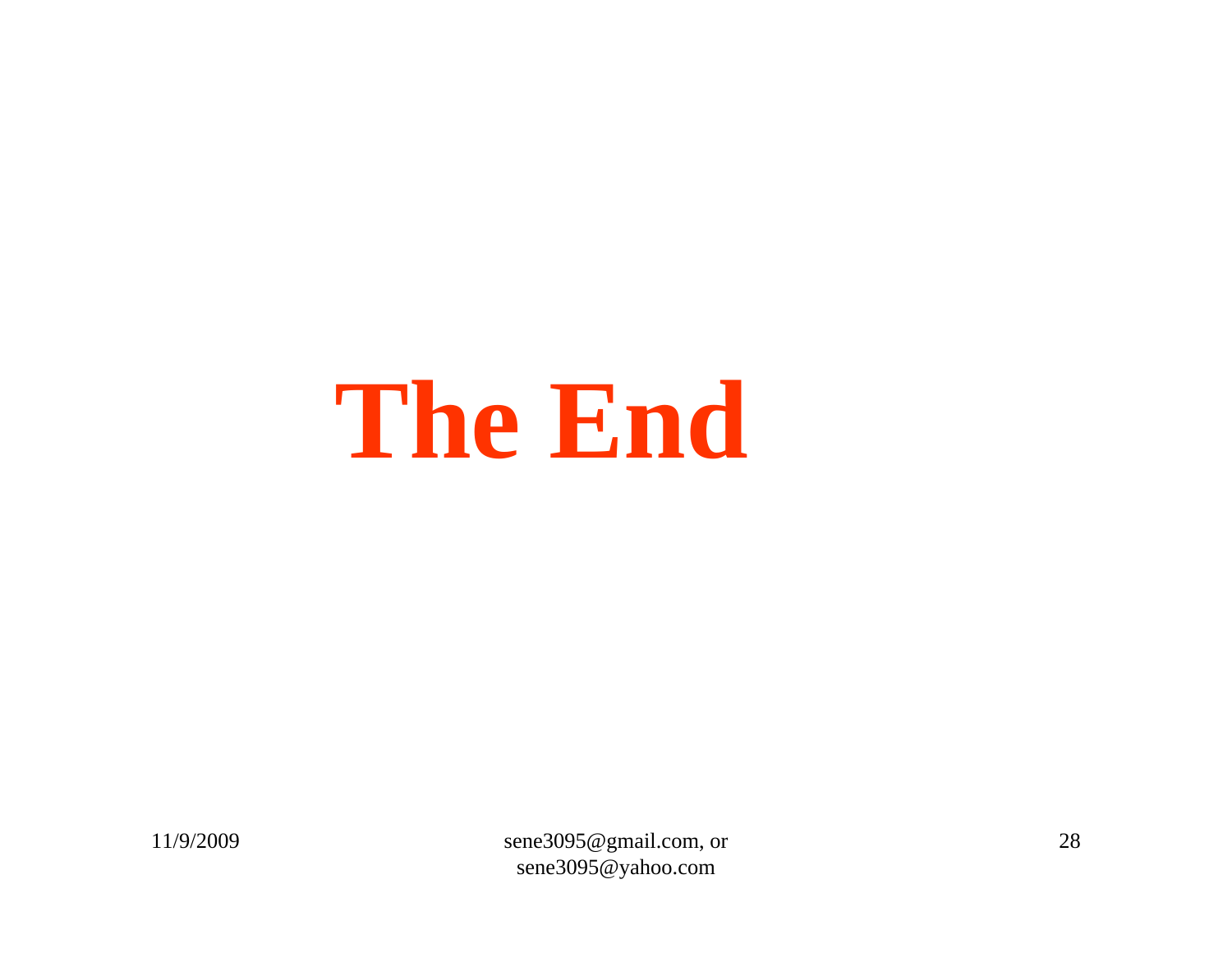# The End